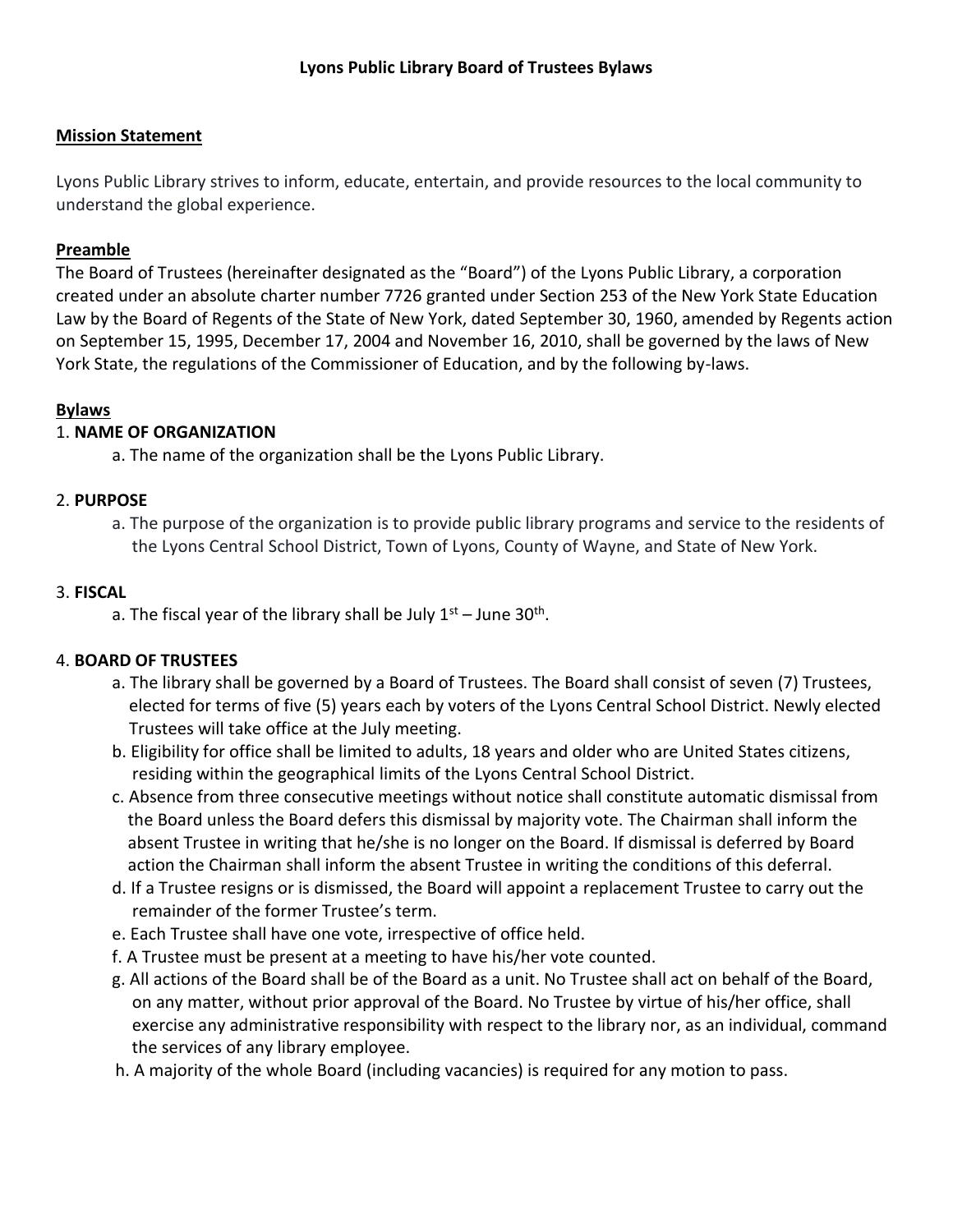# Lyons Public Library Board of Trustees Bylaws

## Mission Statement

Lyons Public Library strives to inform, educate, entertain, and provide resources to the local community to understand the global experience.

## Preamble

The Board of Trustees (hereinafter designated as the "Board") of the Lyons Public Library, a corporation created under an absolute charter number 7726 granted under Section 253 of the New York State Education Law by the Board of Regents of the State of New York, dated September 30, 1960, amended by Regents action on September 15, 1995, December 17, 2004 and November 16, 2010, shall be governed by the laws of New York State, the regulations of the Commissioner of Education, and by the following by-laws.

## Bylaws

### 1. NAME OF ORGANIZATION

a. The name of the organization shall be the Lyons Public Library.

### 2. PURPOSE

a. The purpose of the organization is to provide public library programs and service to the residents of the Lyons Central School District, Town of Lyons, County of Wayne, and State of New York.

### 3. FISCAL

a. The fiscal year of the library shall be July 1st – June 30th.

### 4. BOARD OF TRUSTEES

a. The library shall be governed by a Board of Trustees. The Board shall consist of seven (7) Trustees, elected for terms of five (5) years each by voters of the Lyons Central School District. Newly elected Trustees will take office at the July meeting.

b. Eligibility for office shall be limited to adults, 18 years and older who are United States citizens, residing within the geographical limits of the Lyons Central School District.

c. Absence from three consecutive meetings without notice shall constitute automatic dismissal from the Board unless the Board defers this dismissal by majority vote. The Chairman shall inform the absent Trustee in writing that he/she is no longer on the Board. If dismissal is deferred by Board action the Chairman shall inform the absent Trustee in writing the conditions of this deferral.

d. If a Trustee resigns or is dismissed, the Board will appoint a replacement Trustee to carry out the remainder of the former Trustee's term.

e. Each Trustee shall have one vote, irrespective of office held.

f. A Trustee must be present at a meeting to have his/her vote counted.

g. All actions of the Board shall be of the Board as a unit. No Trustee shall act on behalf of the Board, on any matter, without prior approval of the Board. No Trustee by virtue of his/her office, shall exercise any administrative responsibility with respect to the library nor, as an individual, command the services of any library employee.

h. A majority of the whole Board (including vacancies) is required for any motion to pass.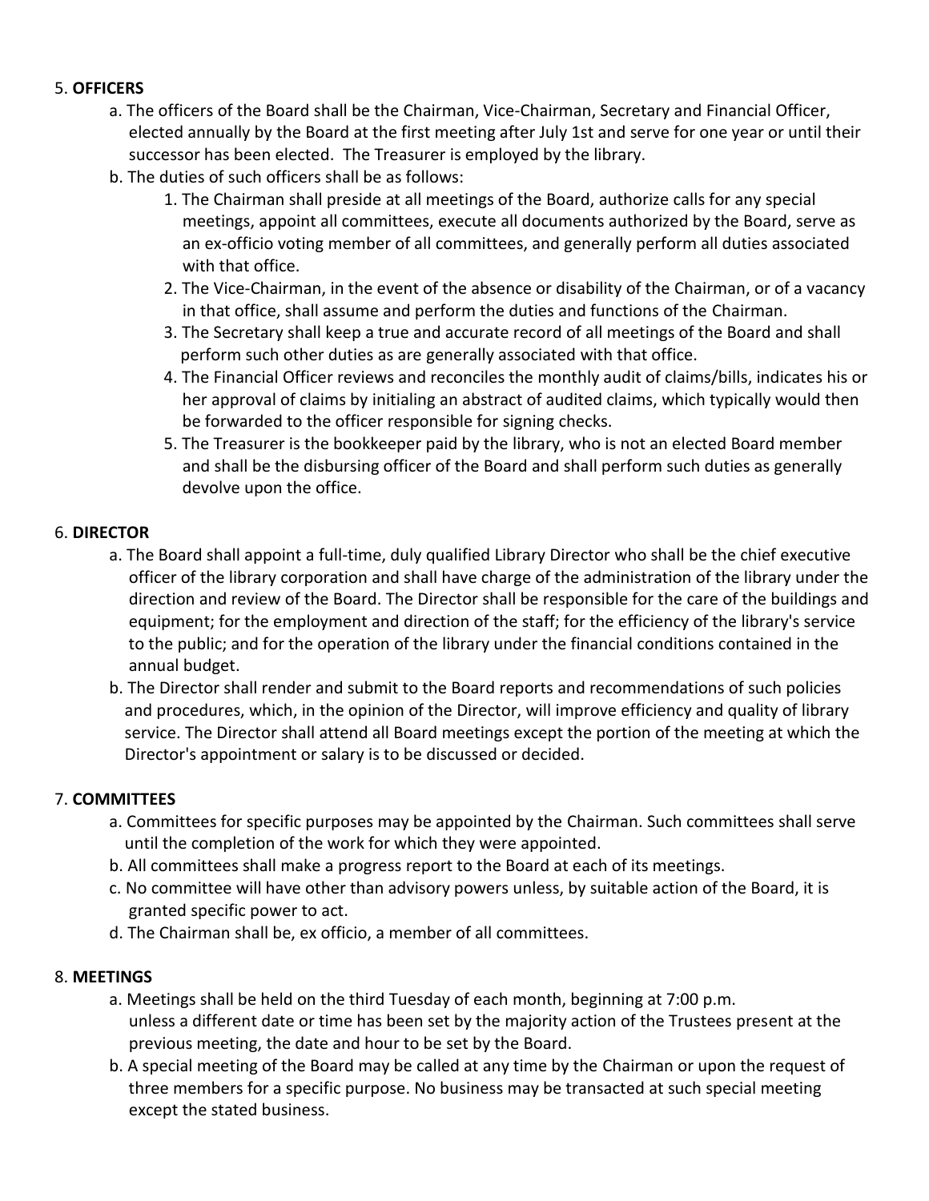5. **OFFICERS**

   a. The officers of the Board shall be the Chairman, Vice-Chairman, Secretary and Financial Officer, elected annually by the Board at the first meeting after July 1st and serve for one year or until their successor has been elected. The Treasurer is employed by the library.

   b. The duties of such officers shall be as follows:

      1. The Chairman shall preside at all meetings of the Board, authorize calls for any special meetings, appoint all committees, execute all documents authorized by the Board, serve as an ex-officio voting member of all committees, and generally perform all duties associated with that office.
      2. The Vice-Chairman, in the event of the absence or disability of the Chairman, or of a vacancy in that office, shall assume and perform the duties and functions of the Chairman.
      3. The Secretary shall keep a true and accurate record of all meetings of the Board and shall perform such other duties as are generally associated with that office.
      4. The Financial Officer reviews and reconciles the monthly audit of claims/bills, indicates his or her approval of claims by initialing an abstract of audited claims, which typically would then be forwarded to the officer responsible for signing checks.
      5. The Treasurer is the bookkeeper paid by the library, who is not an elected Board member and shall be the disbursing officer of the Board and shall perform such duties as generally devolve upon the office.

6. **DIRECTOR**

   a. The Board shall appoint a full-time, duly qualified Library Director who shall be the chief executive officer of the library corporation and shall have charge of the administration of the library under the direction and review of the Board. The Director shall be responsible for the care of the buildings and equipment; for the employment and direction of the staff; for the efficiency of the library's service to the public; and for the operation of the library under the financial conditions contained in the annual budget.

   b. The Director shall render and submit to the Board reports and recommendations of such policies and procedures, which, in the opinion of the Director, will improve efficiency and quality of library service. The Director shall attend all Board meetings except the portion of the meeting at which the Director's appointment or salary is to be discussed or decided.

7. **COMMITTEES**

   a. Committees for specific purposes may be appointed by the Chairman. Such committees shall serve until the completion of the work for which they were appointed.

   b. All committees shall make a progress report to the Board at each of its meetings.

   c. No committee will have other than advisory powers unless, by suitable action of the Board, it is granted specific power to act.

   d. The Chairman shall be, ex officio, a member of all committees.

8. **MEETINGS**

   a. Meetings shall be held on the third Tuesday of each month, beginning at 7:00 p.m. unless a different date or time has been set by the majority action of the Trustees present at the previous meeting, the date and hour to be set by the Board.

   b. A special meeting of the Board may be called at any time by the Chairman or upon the request of three members for a specific purpose. No business may be transacted at such special meeting except the stated business.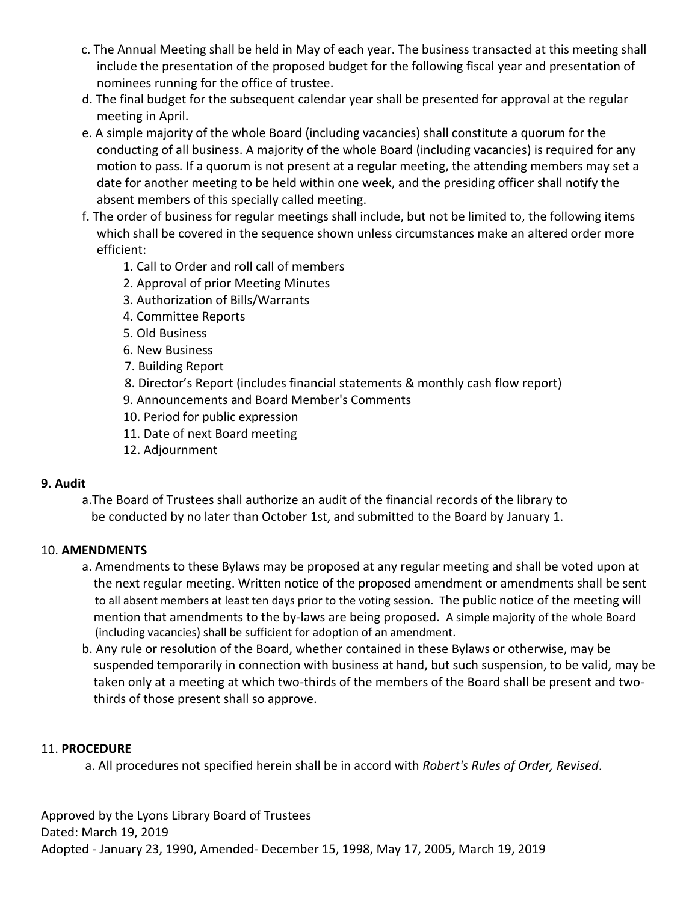c. The Annual Meeting shall be held in May of each year. The business transacted at this meeting shall include the presentation of the proposed budget for the following fiscal year and presentation of nominees running for the office of trustee.

d. The final budget for the subsequent calendar year shall be presented for approval at the regular meeting in April.

e. A simple majority of the whole Board (including vacancies) shall constitute a quorum for the conducting of all business. A majority of the whole Board (including vacancies) is required for any motion to pass. If a quorum is not present at a regular meeting, the attending members may set a date for another meeting to be held within one week, and the presiding officer shall notify the absent members of this specially called meeting.

f. The order of business for regular meetings shall include, but not be limited to, the following items which shall be covered in the sequence shown unless circumstances make an altered order more efficient:

1. Call to Order and roll call of members
2. Approval of prior Meeting Minutes
3. Authorization of Bills/Warrants
4. Committee Reports
5. Old Business
6. New Business
7. Building Report
8. Director's Report (includes financial statements & monthly cash flow report)
9. Announcements and Board Member's Comments
10. Period for public expression
11. Date of next Board meeting
12. Adjournment

**9. Audit**

a.The Board of Trustees shall authorize an audit of the financial records of the library to be conducted by no later than October 1st, and submitted to the Board by January 1.

10. **AMENDMENTS**

a. Amendments to these Bylaws may be proposed at any regular meeting and shall be voted upon at the next regular meeting. Written notice of the proposed amendment or amendments shall be sent to all absent members at least ten days prior to the voting session. The public notice of the meeting will mention that amendments to the by-laws are being proposed. A simple majority of the whole Board (including vacancies) shall be sufficient for adoption of an amendment.

b. Any rule or resolution of the Board, whether contained in these Bylaws or otherwise, may be suspended temporarily in connection with business at hand, but such suspension, to be valid, may be taken only at a meeting at which two-thirds of the members of the Board shall be present and two-thirds of those present shall so approve.

11. **PROCEDURE**

a. All procedures not specified herein shall be in accord with *Robert's Rules of Order, Revised*.

Approved by the Lyons Library Board of Trustees
Dated: March 19, 2019
Adopted - January 23, 1990, Amended- December 15, 1998, May 17, 2005, March 19, 2019